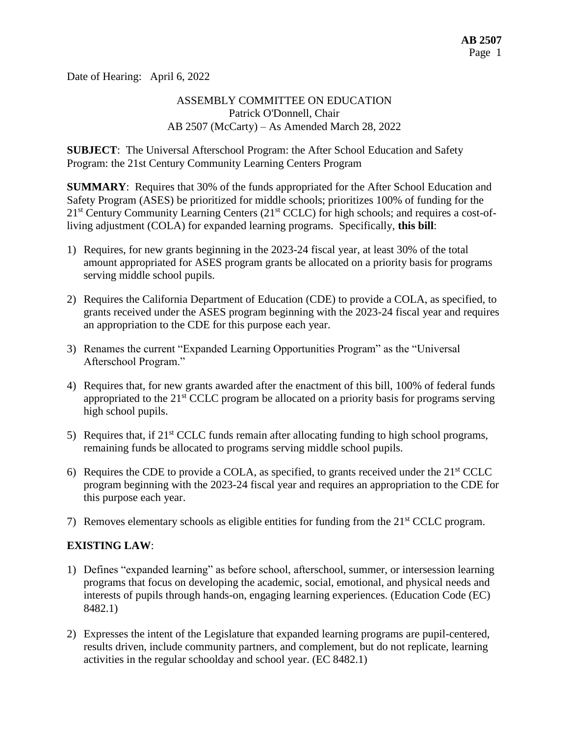Date of Hearing: April 6, 2022

ASSEMBLY COMMITTEE ON EDUCATION
Patrick O'Donnell, Chair
AB 2507 (McCarty) – As Amended March 28, 2022

**SUBJECT**: The Universal Afterschool Program: the After School Education and Safety Program: the 21st Century Community Learning Centers Program

**SUMMARY**: Requires that 30% of the funds appropriated for the After School Education and Safety Program (ASES) be prioritized for middle schools; prioritizes 100% of funding for the 21st Century Community Learning Centers (21st CCLC) for high schools; and requires a cost-of-living adjustment (COLA) for expanded learning programs. Specifically, **this bill**:

1) Requires, for new grants beginning in the 2023-24 fiscal year, at least 30% of the total amount appropriated for ASES program grants be allocated on a priority basis for programs serving middle school pupils.

2) Requires the California Department of Education (CDE) to provide a COLA, as specified, to grants received under the ASES program beginning with the 2023-24 fiscal year and requires an appropriation to the CDE for this purpose each year.

3) Renames the current "Expanded Learning Opportunities Program" as the "Universal Afterschool Program."

4) Requires that, for new grants awarded after the enactment of this bill, 100% of federal funds appropriated to the 21st CCLC program be allocated on a priority basis for programs serving high school pupils.

5) Requires that, if 21st CCLC funds remain after allocating funding to high school programs, remaining funds be allocated to programs serving middle school pupils.

6) Requires the CDE to provide a COLA, as specified, to grants received under the 21st CCLC program beginning with the 2023-24 fiscal year and requires an appropriation to the CDE for this purpose each year.

7) Removes elementary schools as eligible entities for funding from the 21st CCLC program.

**EXISTING LAW**:

1) Defines "expanded learning" as before school, afterschool, summer, or intersession learning programs that focus on developing the academic, social, emotional, and physical needs and interests of pupils through hands-on, engaging learning experiences. (Education Code (EC) 8482.1)

2) Expresses the intent of the Legislature that expanded learning programs are pupil-centered, results driven, include community partners, and complement, but do not replicate, learning activities in the regular schoolday and school year. (EC 8482.1)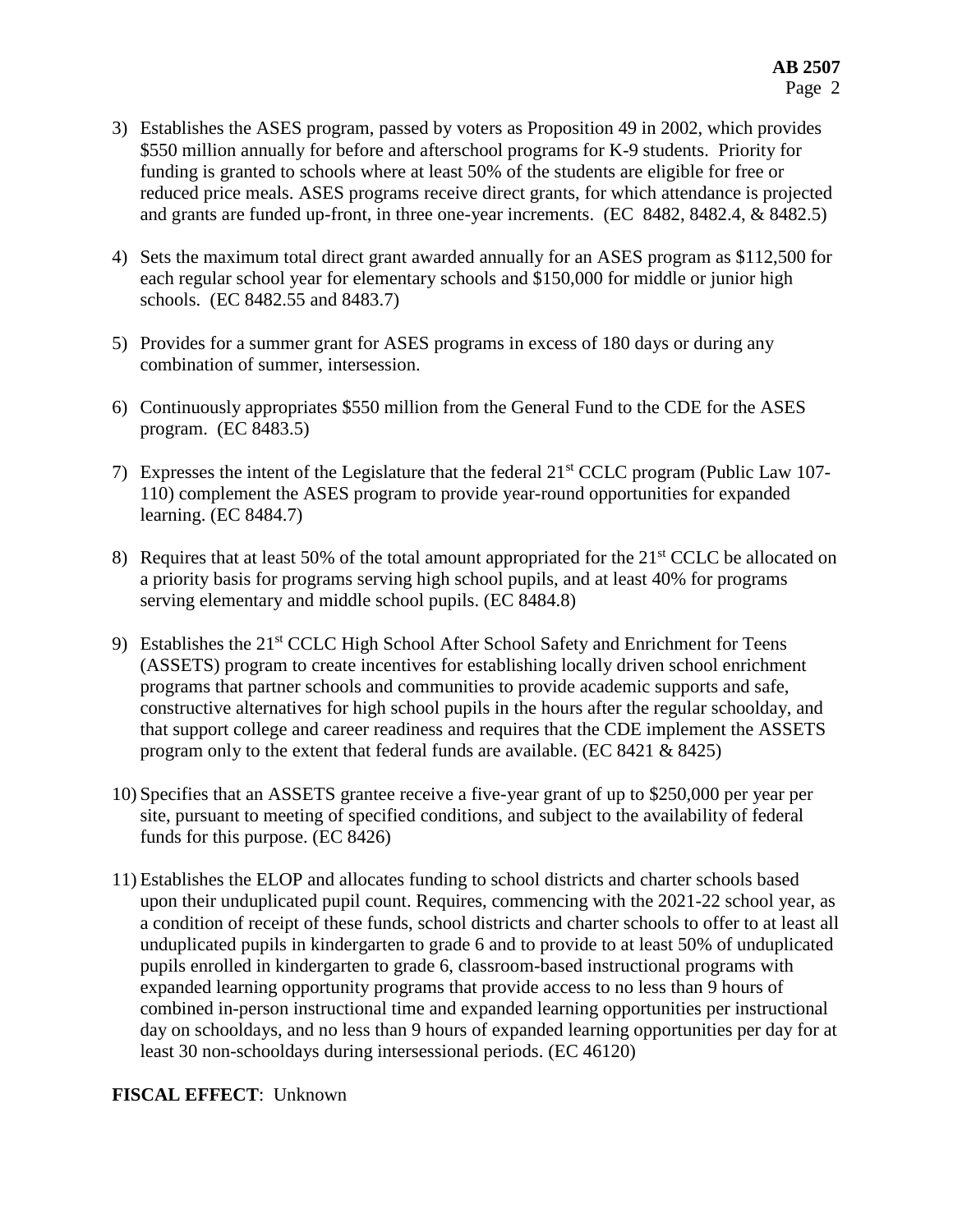3) Establishes the ASES program, passed by voters as Proposition 49 in 2002, which provides $550 million annually for before and afterschool programs for K-9 students. Priority for funding is granted to schools where at least 50% of the students are eligible for free or reduced price meals. ASES programs receive direct grants, for which attendance is projected and grants are funded up-front, in three one-year increments. (EC 8482, 8482.4, & 8482.5)

4) Sets the maximum total direct grant awarded annually for an ASES program as $112,500 for each regular school year for elementary schools and $150,000 for middle or junior high schools. (EC 8482.55 and 8483.7)

5) Provides for a summer grant for ASES programs in excess of 180 days or during any combination of summer, intersession.

6) Continuously appropriates $550 million from the General Fund to the CDE for the ASES program. (EC 8483.5)

7) Expresses the intent of the Legislature that the federal 21st CCLC program (Public Law 107-110) complement the ASES program to provide year-round opportunities for expanded learning. (EC 8484.7)

8) Requires that at least 50% of the total amount appropriated for the 21st CCLC be allocated on a priority basis for programs serving high school pupils, and at least 40% for programs serving elementary and middle school pupils. (EC 8484.8)

9) Establishes the 21st CCLC High School After School Safety and Enrichment for Teens (ASSETS) program to create incentives for establishing locally driven school enrichment programs that partner schools and communities to provide academic supports and safe, constructive alternatives for high school pupils in the hours after the regular schoolday, and that support college and career readiness and requires that the CDE implement the ASSETS program only to the extent that federal funds are available. (EC 8421 & 8425)

10) Specifies that an ASSETS grantee receive a five-year grant of up to $250,000 per year per site, pursuant to meeting of specified conditions, and subject to the availability of federal funds for this purpose. (EC 8426)

11) Establishes the ELOP and allocates funding to school districts and charter schools based upon their unduplicated pupil count. Requires, commencing with the 2021-22 school year, as a condition of receipt of these funds, school districts and charter schools to offer to at least all unduplicated pupils in kindergarten to grade 6 and to provide to at least 50% of unduplicated pupils enrolled in kindergarten to grade 6, classroom-based instructional programs with expanded learning opportunity programs that provide access to no less than 9 hours of combined in-person instructional time and expanded learning opportunities per instructional day on schooldays, and no less than 9 hours of expanded learning opportunities per day for at least 30 non-schooldays during intersessional periods. (EC 46120)

**FISCAL EFFECT**: Unknown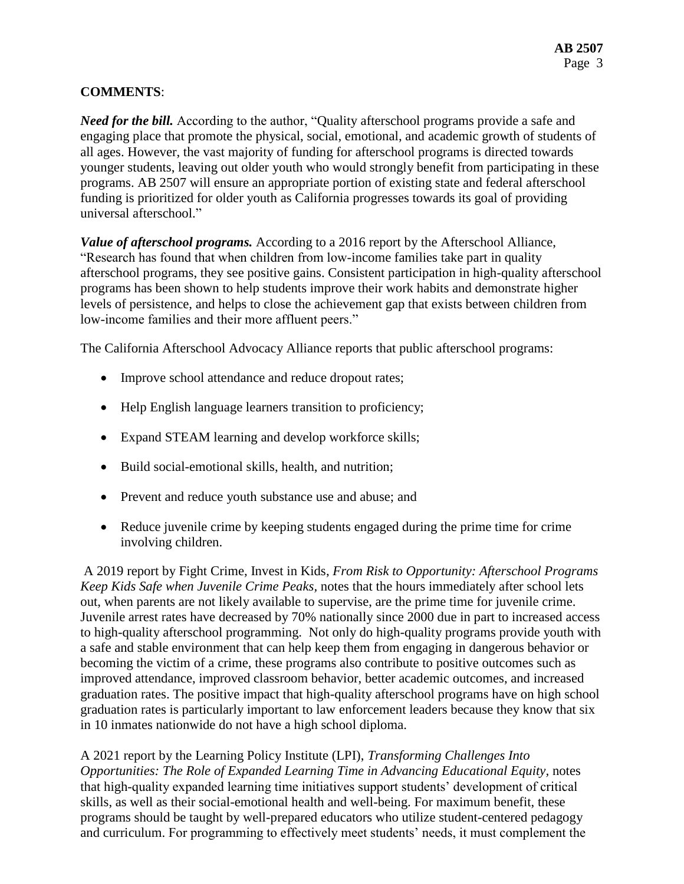**COMMENTS**:

***Need for the bill.*** According to the author, "Quality afterschool programs provide a safe and engaging place that promote the physical, social, emotional, and academic growth of students of all ages. However, the vast majority of funding for afterschool programs is directed towards younger students, leaving out older youth who would strongly benefit from participating in these programs. AB 2507 will ensure an appropriate portion of existing state and federal afterschool funding is prioritized for older youth as California progresses towards its goal of providing universal afterschool."

***Value of afterschool programs.*** According to a 2016 report by the Afterschool Alliance, "Research has found that when children from low-income families take part in quality afterschool programs, they see positive gains. Consistent participation in high-quality afterschool programs has been shown to help students improve their work habits and demonstrate higher levels of persistence, and helps to close the achievement gap that exists between children from low-income families and their more affluent peers."

The California Afterschool Advocacy Alliance reports that public afterschool programs:

- Improve school attendance and reduce dropout rates;
- Help English language learners transition to proficiency;
- Expand STEAM learning and develop workforce skills;
- Build social-emotional skills, health, and nutrition;
- Prevent and reduce youth substance use and abuse; and
- Reduce juvenile crime by keeping students engaged during the prime time for crime involving children.

A 2019 report by Fight Crime, Invest in Kids, *From Risk to Opportunity: Afterschool Programs Keep Kids Safe when Juvenile Crime Peaks*, notes that the hours immediately after school lets out, when parents are not likely available to supervise, are the prime time for juvenile crime. Juvenile arrest rates have decreased by 70% nationally since 2000 due in part to increased access to high-quality afterschool programming. Not only do high-quality programs provide youth with a safe and stable environment that can help keep them from engaging in dangerous behavior or becoming the victim of a crime, these programs also contribute to positive outcomes such as improved attendance, improved classroom behavior, better academic outcomes, and increased graduation rates. The positive impact that high-quality afterschool programs have on high school graduation rates is particularly important to law enforcement leaders because they know that six in 10 inmates nationwide do not have a high school diploma.

A 2021 report by the Learning Policy Institute (LPI), *Transforming Challenges Into Opportunities: The Role of Expanded Learning Time in Advancing Educational Equity*, notes that high-quality expanded learning time initiatives support students' development of critical skills, as well as their social-emotional health and well-being. For maximum benefit, these programs should be taught by well-prepared educators who utilize student-centered pedagogy and curriculum. For programming to effectively meet students' needs, it must complement the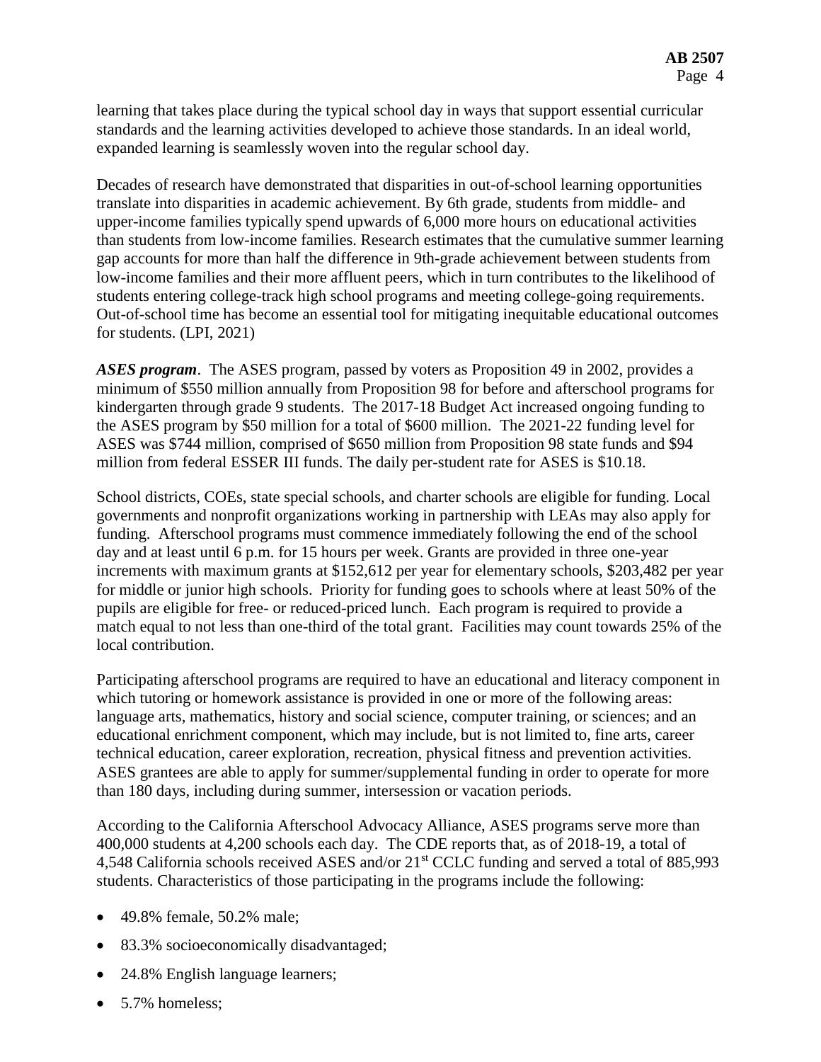learning that takes place during the typical school day in ways that support essential curricular standards and the learning activities developed to achieve those standards. In an ideal world, expanded learning is seamlessly woven into the regular school day.

Decades of research have demonstrated that disparities in out-of-school learning opportunities translate into disparities in academic achievement. By 6th grade, students from middle- and upper-income families typically spend upwards of 6,000 more hours on educational activities than students from low-income families. Research estimates that the cumulative summer learning gap accounts for more than half the difference in 9th-grade achievement between students from low-income families and their more affluent peers, which in turn contributes to the likelihood of students entering college-track high school programs and meeting college-going requirements. Out-of-school time has become an essential tool for mitigating inequitable educational outcomes for students. (LPI, 2021)

***ASES program***. The ASES program, passed by voters as Proposition 49 in 2002, provides a minimum of $550 million annually from Proposition 98 for before and afterschool programs for kindergarten through grade 9 students. The 2017-18 Budget Act increased ongoing funding to the ASES program by $50 million for a total of $600 million. The 2021-22 funding level for ASES was $744 million, comprised of $650 million from Proposition 98 state funds and $94 million from federal ESSER III funds. The daily per-student rate for ASES is $10.18.

School districts, COEs, state special schools, and charter schools are eligible for funding. Local governments and nonprofit organizations working in partnership with LEAs may also apply for funding. Afterschool programs must commence immediately following the end of the school day and at least until 6 p.m. for 15 hours per week. Grants are provided in three one-year increments with maximum grants at $152,612 per year for elementary schools, $203,482 per year for middle or junior high schools. Priority for funding goes to schools where at least 50% of the pupils are eligible for free- or reduced-priced lunch. Each program is required to provide a match equal to not less than one-third of the total grant. Facilities may count towards 25% of the local contribution.

Participating afterschool programs are required to have an educational and literacy component in which tutoring or homework assistance is provided in one or more of the following areas: language arts, mathematics, history and social science, computer training, or sciences; and an educational enrichment component, which may include, but is not limited to, fine arts, career technical education, career exploration, recreation, physical fitness and prevention activities. ASES grantees are able to apply for summer/supplemental funding in order to operate for more than 180 days, including during summer, intersession or vacation periods.

According to the California Afterschool Advocacy Alliance, ASES programs serve more than 400,000 students at 4,200 schools each day. The CDE reports that, as of 2018-19, a total of 4,548 California schools received ASES and/or 21st CCLC funding and served a total of 885,993 students. Characteristics of those participating in the programs include the following:

- 49.8% female, 50.2% male;
- 83.3% socioeconomically disadvantaged;
- 24.8% English language learners;
- 5.7% homeless;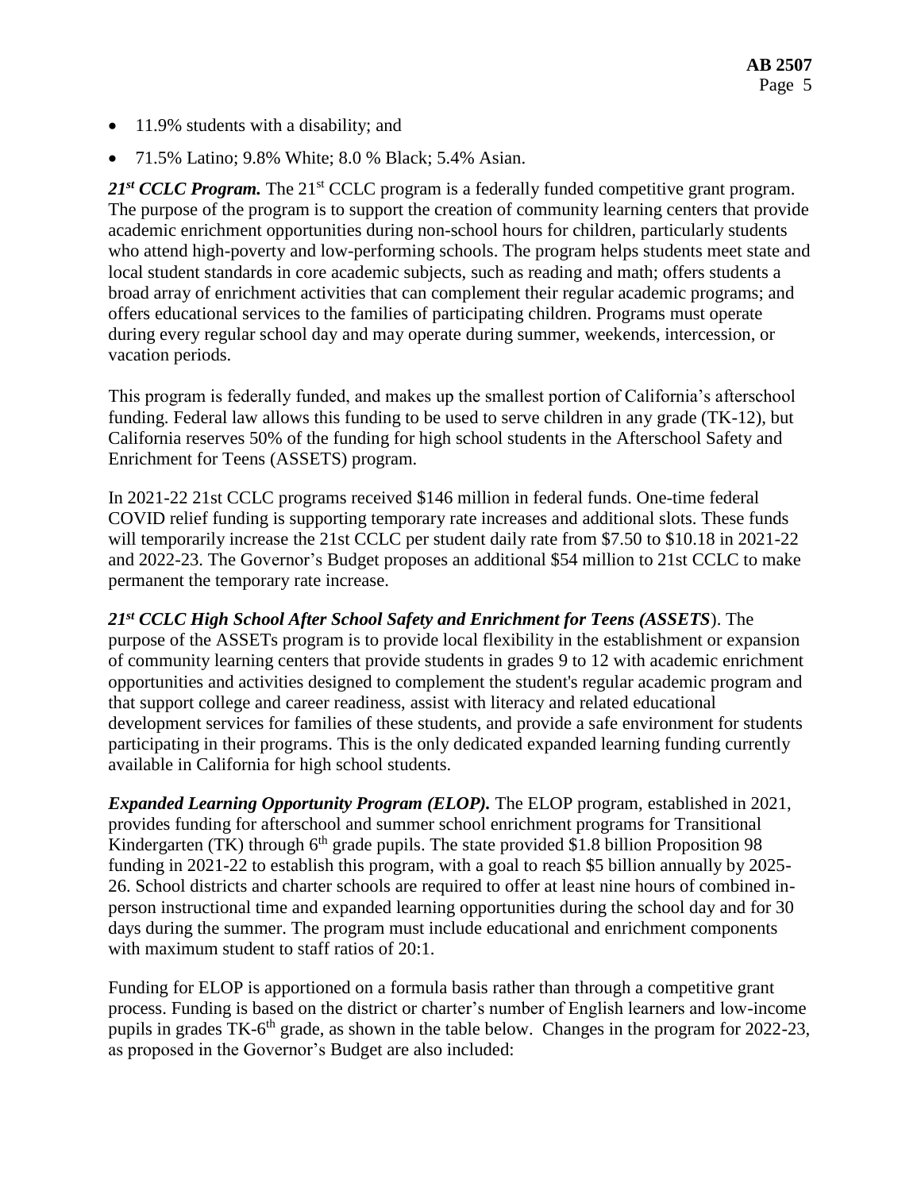- 11.9% students with a disability; and
- 71.5% Latino; 9.8% White; 8.0 % Black; 5.4% Asian.

***21st CCLC Program.*** The 21st CCLC program is a federally funded competitive grant program. The purpose of the program is to support the creation of community learning centers that provide academic enrichment opportunities during non-school hours for children, particularly students who attend high-poverty and low-performing schools. The program helps students meet state and local student standards in core academic subjects, such as reading and math; offers students a broad array of enrichment activities that can complement their regular academic programs; and offers educational services to the families of participating children. Programs must operate during every regular school day and may operate during summer, weekends, intercession, or vacation periods.

This program is federally funded, and makes up the smallest portion of California's afterschool funding. Federal law allows this funding to be used to serve children in any grade (TK-12), but California reserves 50% of the funding for high school students in the Afterschool Safety and Enrichment for Teens (ASSETS) program.

In 2021-22 21st CCLC programs received $146 million in federal funds. One-time federal COVID relief funding is supporting temporary rate increases and additional slots. These funds will temporarily increase the 21st CCLC per student daily rate from $7.50 to $10.18 in 2021-22 and 2022-23. The Governor's Budget proposes an additional $54 million to 21st CCLC to make permanent the temporary rate increase.

***21st CCLC High School After School Safety and Enrichment for Teens (ASSETS***). The purpose of the ASSETs program is to provide local flexibility in the establishment or expansion of community learning centers that provide students in grades 9 to 12 with academic enrichment opportunities and activities designed to complement the student's regular academic program and that support college and career readiness, assist with literacy and related educational development services for families of these students, and provide a safe environment for students participating in their programs. This is the only dedicated expanded learning funding currently available in California for high school students.

***Expanded Learning Opportunity Program (ELOP).*** The ELOP program, established in 2021, provides funding for afterschool and summer school enrichment programs for Transitional Kindergarten (TK) through 6th grade pupils. The state provided $1.8 billion Proposition 98 funding in 2021-22 to establish this program, with a goal to reach $5 billion annually by 2025-26. School districts and charter schools are required to offer at least nine hours of combined in-person instructional time and expanded learning opportunities during the school day and for 30 days during the summer. The program must include educational and enrichment components with maximum student to staff ratios of 20:1.

Funding for ELOP is apportioned on a formula basis rather than through a competitive grant process. Funding is based on the district or charter's number of English learners and low-income pupils in grades TK-6th grade, as shown in the table below. Changes in the program for 2022-23, as proposed in the Governor's Budget are also included: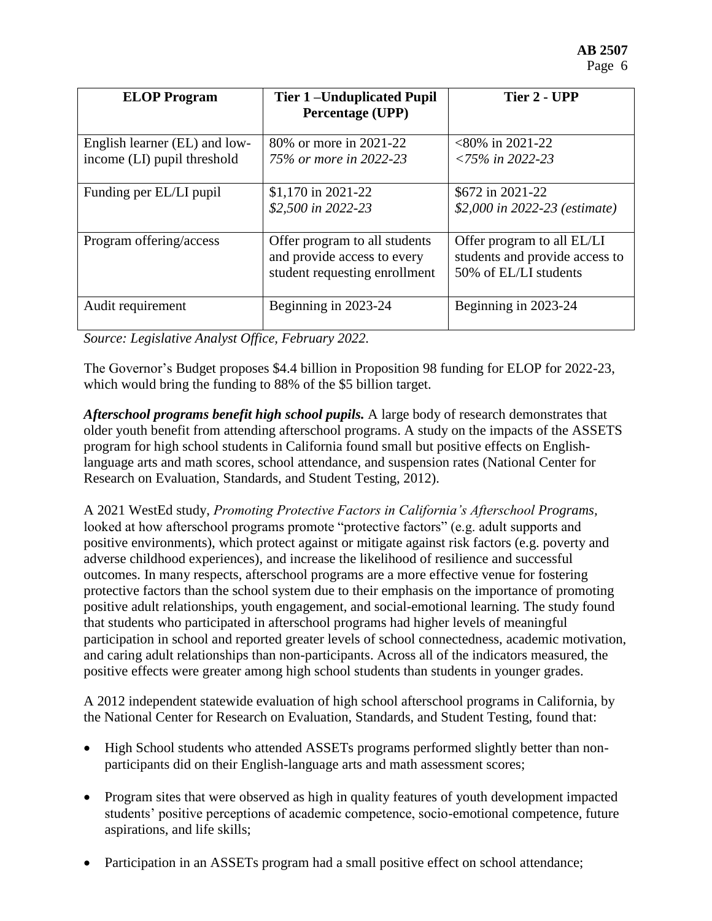| ELOP Program | Tier 1 –Unduplicated Pupil Percentage (UPP) | Tier 2 - UPP |
|---|---|---|
| English learner (EL) and low-income (LI) pupil threshold | 80% or more in 2021-22<br>*75% or more in 2022-23* | <80% in 2021-22<br>*<75% in 2022-23* |
| Funding per EL/LI pupil | $1,170 in 2021-22<br>*$2,500 in 2022-23* | $672 in 2021-22<br>*$2,000 in 2022-23 (estimate)* |
| Program offering/access | Offer program to all students and provide access to every student requesting enrollment | Offer program to all EL/LI students and provide access to 50% of EL/LI students |
| Audit requirement | Beginning in 2023-24 | Beginning in 2023-24 |

*Source: Legislative Analyst Office, February 2022.*

The Governor's Budget proposes $4.4 billion in Proposition 98 funding for ELOP for 2022-23, which would bring the funding to 88% of the $5 billion target.

***Afterschool programs benefit high school pupils.*** A large body of research demonstrates that older youth benefit from attending afterschool programs. A study on the impacts of the ASSETS program for high school students in California found small but positive effects on English-language arts and math scores, school attendance, and suspension rates (National Center for Research on Evaluation, Standards, and Student Testing, 2012).

A 2021 WestEd study, *Promoting Protective Factors in California's Afterschool Programs*, looked at how afterschool programs promote "protective factors" (e.g. adult supports and positive environments), which protect against or mitigate against risk factors (e.g. poverty and adverse childhood experiences), and increase the likelihood of resilience and successful outcomes. In many respects, afterschool programs are a more effective venue for fostering protective factors than the school system due to their emphasis on the importance of promoting positive adult relationships, youth engagement, and social-emotional learning. The study found that students who participated in afterschool programs had higher levels of meaningful participation in school and reported greater levels of school connectedness, academic motivation, and caring adult relationships than non-participants. Across all of the indicators measured, the positive effects were greater among high school students than students in younger grades.

A 2012 independent statewide evaluation of high school afterschool programs in California, by the National Center for Research on Evaluation, Standards, and Student Testing, found that:

- High School students who attended ASSETs programs performed slightly better than non-participants did on their English-language arts and math assessment scores;
- Program sites that were observed as high in quality features of youth development impacted students' positive perceptions of academic competence, socio-emotional competence, future aspirations, and life skills;
- Participation in an ASSETs program had a small positive effect on school attendance;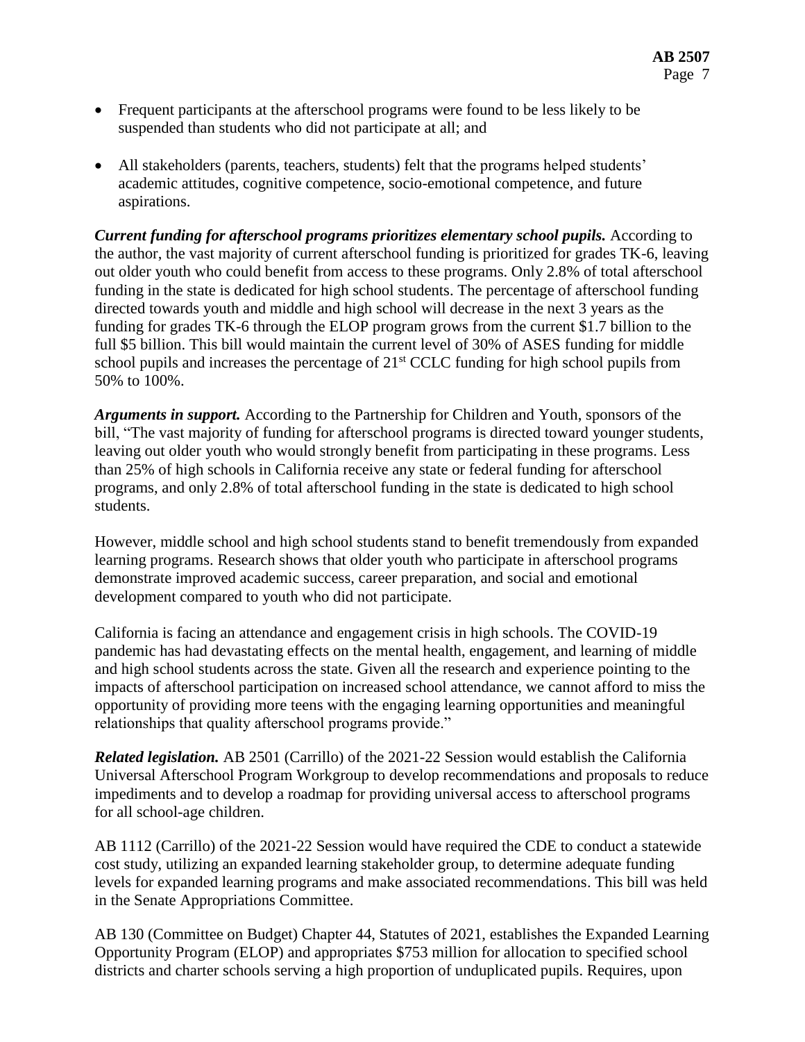- Frequent participants at the afterschool programs were found to be less likely to be suspended than students who did not participate at all; and
- All stakeholders (parents, teachers, students) felt that the programs helped students' academic attitudes, cognitive competence, socio-emotional competence, and future aspirations.

***Current funding for afterschool programs prioritizes elementary school pupils.*** According to the author, the vast majority of current afterschool funding is prioritized for grades TK-6, leaving out older youth who could benefit from access to these programs. Only 2.8% of total afterschool funding in the state is dedicated for high school students. The percentage of afterschool funding directed towards youth and middle and high school will decrease in the next 3 years as the funding for grades TK-6 through the ELOP program grows from the current $1.7 billion to the full $5 billion. This bill would maintain the current level of 30% of ASES funding for middle school pupils and increases the percentage of 21st CCLC funding for high school pupils from 50% to 100%.

***Arguments in support.*** According to the Partnership for Children and Youth, sponsors of the bill, "The vast majority of funding for afterschool programs is directed toward younger students, leaving out older youth who would strongly benefit from participating in these programs. Less than 25% of high schools in California receive any state or federal funding for afterschool programs, and only 2.8% of total afterschool funding in the state is dedicated to high school students.

However, middle school and high school students stand to benefit tremendously from expanded learning programs. Research shows that older youth who participate in afterschool programs demonstrate improved academic success, career preparation, and social and emotional development compared to youth who did not participate.

California is facing an attendance and engagement crisis in high schools. The COVID-19 pandemic has had devastating effects on the mental health, engagement, and learning of middle and high school students across the state. Given all the research and experience pointing to the impacts of afterschool participation on increased school attendance, we cannot afford to miss the opportunity of providing more teens with the engaging learning opportunities and meaningful relationships that quality afterschool programs provide."

***Related legislation.*** AB 2501 (Carrillo) of the 2021-22 Session would establish the California Universal Afterschool Program Workgroup to develop recommendations and proposals to reduce impediments and to develop a roadmap for providing universal access to afterschool programs for all school-age children.

AB 1112 (Carrillo) of the 2021-22 Session would have required the CDE to conduct a statewide cost study, utilizing an expanded learning stakeholder group, to determine adequate funding levels for expanded learning programs and make associated recommendations. This bill was held in the Senate Appropriations Committee.

AB 130 (Committee on Budget) Chapter 44, Statutes of 2021, establishes the Expanded Learning Opportunity Program (ELOP) and appropriates $753 million for allocation to specified school districts and charter schools serving a high proportion of unduplicated pupils. Requires, upon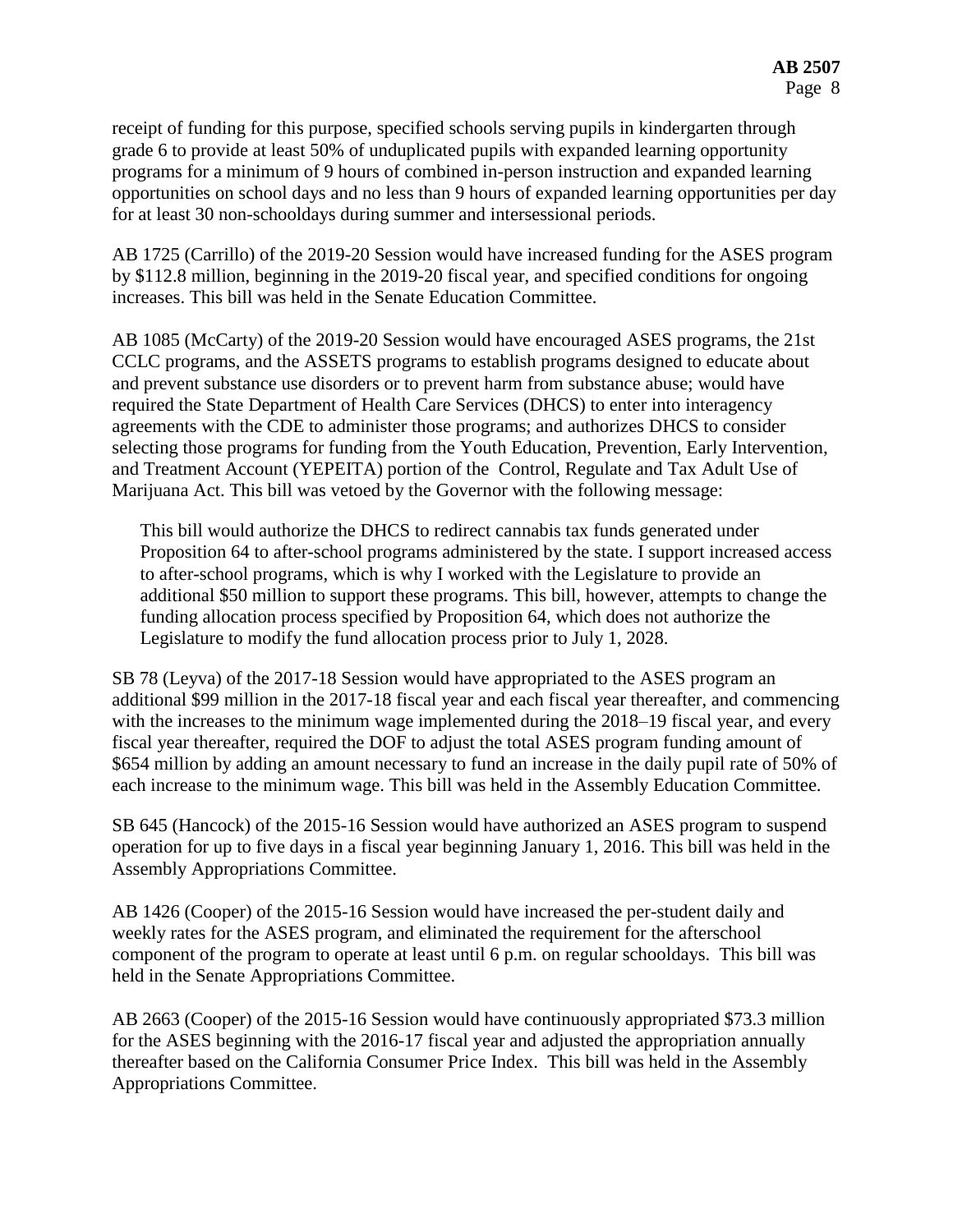receipt of funding for this purpose, specified schools serving pupils in kindergarten through grade 6 to provide at least 50% of unduplicated pupils with expanded learning opportunity programs for a minimum of 9 hours of combined in-person instruction and expanded learning opportunities on school days and no less than 9 hours of expanded learning opportunities per day for at least 30 non-schooldays during summer and intersessional periods.

AB 1725 (Carrillo) of the 2019-20 Session would have increased funding for the ASES program by $112.8 million, beginning in the 2019-20 fiscal year, and specified conditions for ongoing increases. This bill was held in the Senate Education Committee.

AB 1085 (McCarty) of the 2019-20 Session would have encouraged ASES programs, the 21st CCLC programs, and the ASSETS programs to establish programs designed to educate about and prevent substance use disorders or to prevent harm from substance abuse; would have required the State Department of Health Care Services (DHCS) to enter into interagency agreements with the CDE to administer those programs; and authorizes DHCS to consider selecting those programs for funding from the Youth Education, Prevention, Early Intervention, and Treatment Account (YEPEITA) portion of the Control, Regulate and Tax Adult Use of Marijuana Act. This bill was vetoed by the Governor with the following message:

> This bill would authorize the DHCS to redirect cannabis tax funds generated under Proposition 64 to after-school programs administered by the state. I support increased access to after-school programs, which is why I worked with the Legislature to provide an additional $50 million to support these programs. This bill, however, attempts to change the funding allocation process specified by Proposition 64, which does not authorize the Legislature to modify the fund allocation process prior to July 1, 2028.

SB 78 (Leyva) of the 2017-18 Session would have appropriated to the ASES program an additional $99 million in the 2017-18 fiscal year and each fiscal year thereafter, and commencing with the increases to the minimum wage implemented during the 2018–19 fiscal year, and every fiscal year thereafter, required the DOF to adjust the total ASES program funding amount of $654 million by adding an amount necessary to fund an increase in the daily pupil rate of 50% of each increase to the minimum wage. This bill was held in the Assembly Education Committee.

SB 645 (Hancock) of the 2015-16 Session would have authorized an ASES program to suspend operation for up to five days in a fiscal year beginning January 1, 2016. This bill was held in the Assembly Appropriations Committee.

AB 1426 (Cooper) of the 2015-16 Session would have increased the per-student daily and weekly rates for the ASES program, and eliminated the requirement for the afterschool component of the program to operate at least until 6 p.m. on regular schooldays. This bill was held in the Senate Appropriations Committee.

AB 2663 (Cooper) of the 2015-16 Session would have continuously appropriated $73.3 million for the ASES beginning with the 2016-17 fiscal year and adjusted the appropriation annually thereafter based on the California Consumer Price Index. This bill was held in the Assembly Appropriations Committee.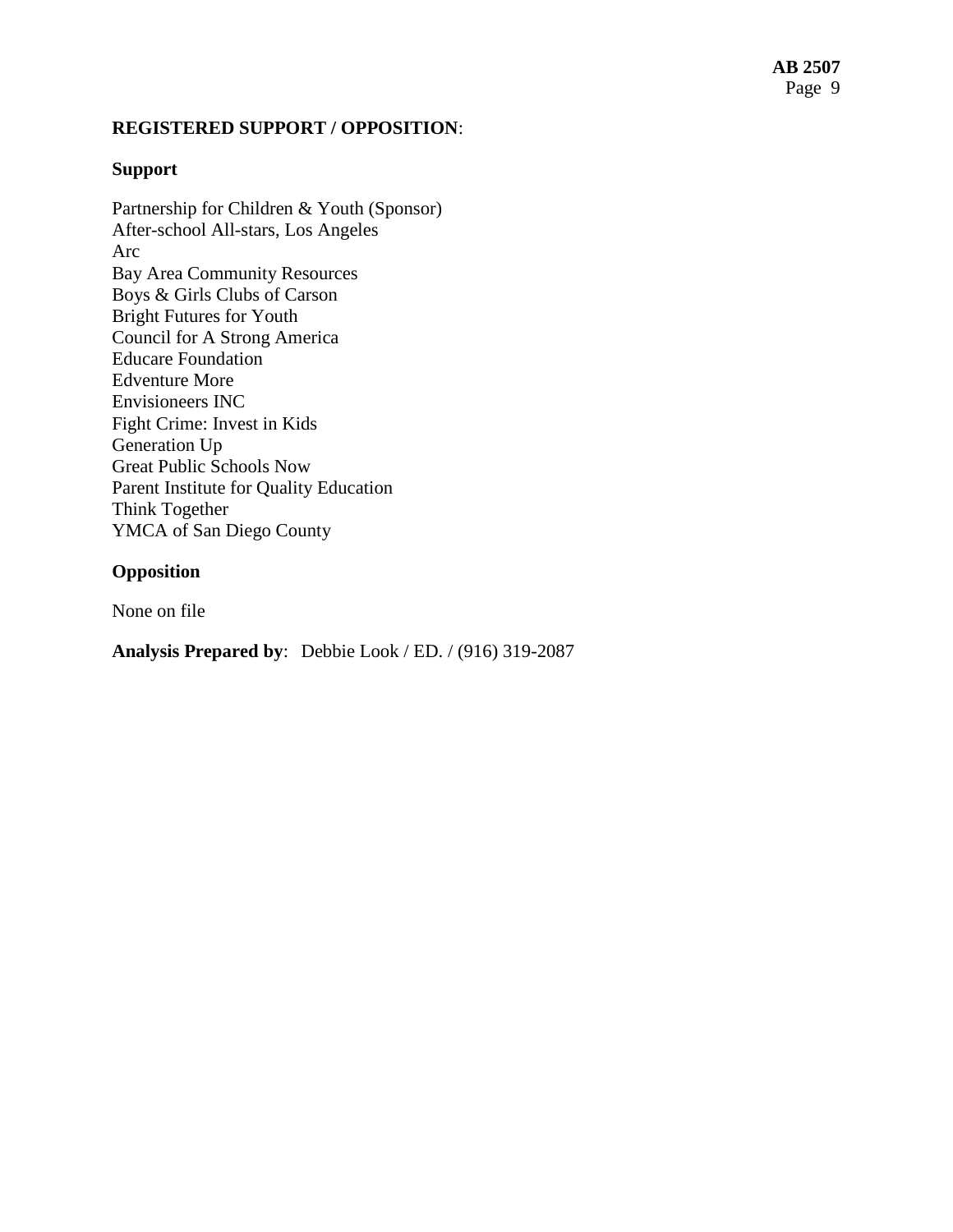**REGISTERED SUPPORT / OPPOSITION**:

**Support**

Partnership for Children & Youth (Sponsor)
After-school All-stars, Los Angeles
Arc
Bay Area Community Resources
Boys & Girls Clubs of Carson
Bright Futures for Youth
Council for A Strong America
Educare Foundation
Edventure More
Envisioneers INC
Fight Crime: Invest in Kids
Generation Up
Great Public Schools Now
Parent Institute for Quality Education
Think Together
YMCA of San Diego County

**Opposition**

None on file

**Analysis Prepared by**: Debbie Look / ED. / (916) 319-2087